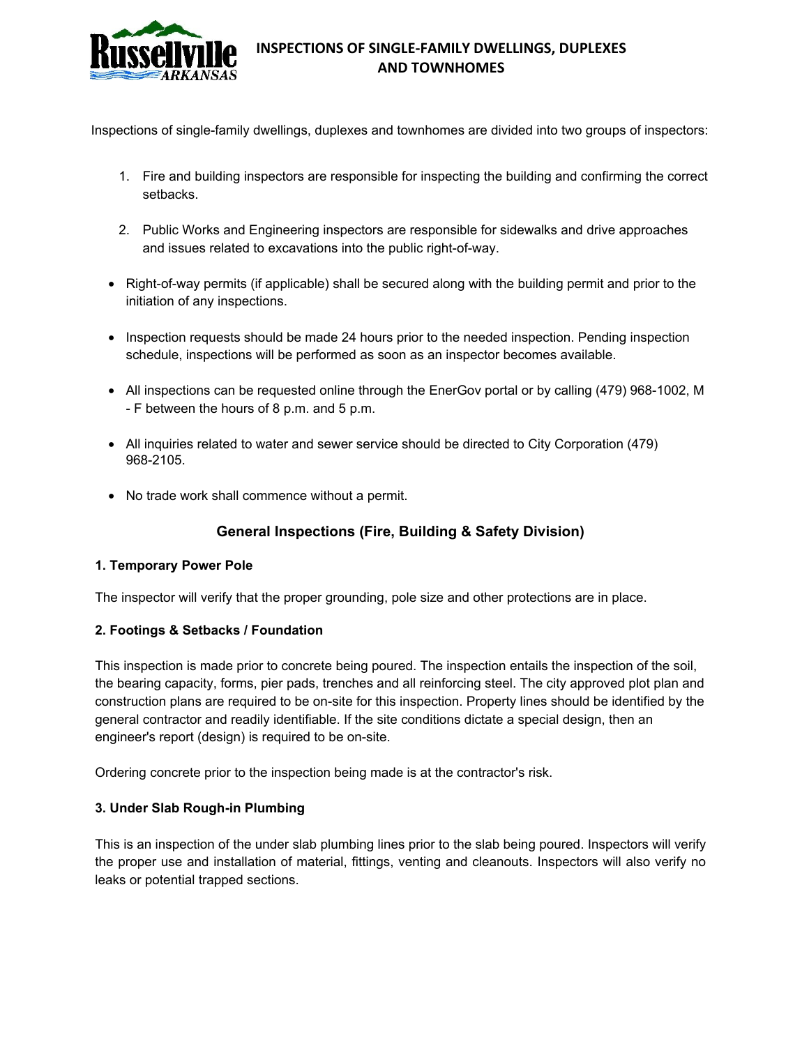# INSPECTIONS OF SINGLE-FAMILY DWELLINGS, DUPLEXES AND TOWNHOMES

Inspections of single-family dwellings, duplexes and townhomes are divided into two groups of inspectors:

1. Fire and building inspectors are responsible for inspecting the building and confirming the correct setbacks.

2. Public Works and Engineering inspectors are responsible for sidewalks and drive approaches and issues related to excavations into the public right-of-way.

- Right-of-way permits (if applicable) shall be secured along with the building permit and prior to the initiation of any inspections.

- Inspection requests should be made 24 hours prior to the needed inspection. Pending inspection schedule, inspections will be performed as soon as an inspector becomes available.

- All inspections can be requested online through the EnerGov portal or by calling (479) 968-1002, M - F between the hours of 8 p.m. and 5 p.m.

- All inquiries related to water and sewer service should be directed to City Corporation (479) 968-2105.

- No trade work shall commence without a permit.

## General Inspections (Fire, Building & Safety Division)

### 1. Temporary Power Pole

The inspector will verify that the proper grounding, pole size and other protections are in place.

### 2. Footings & Setbacks / Foundation

This inspection is made prior to concrete being poured. The inspection entails the inspection of the soil, the bearing capacity, forms, pier pads, trenches and all reinforcing steel. The city approved plot plan and construction plans are required to be on-site for this inspection. Property lines should be identified by the general contractor and readily identifiable. If the site conditions dictate a special design, then an engineer's report (design) is required to be on-site.

Ordering concrete prior to the inspection being made is at the contractor's risk.

### 3. Under Slab Rough-in Plumbing

This is an inspection of the under slab plumbing lines prior to the slab being poured. Inspectors will verify the proper use and installation of material, fittings, venting and cleanouts. Inspectors will also verify no leaks or potential trapped sections.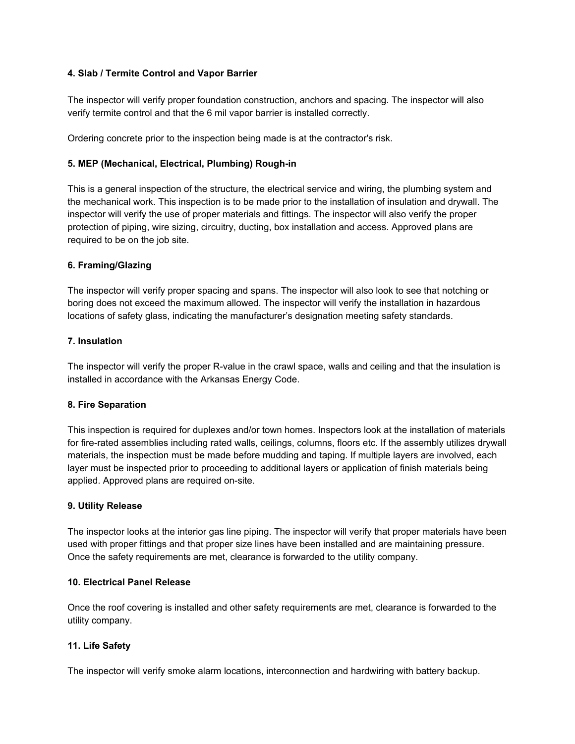### 4. Slab / Termite Control and Vapor Barrier

The inspector will verify proper foundation construction, anchors and spacing. The inspector will also verify termite control and that the 6 mil vapor barrier is installed correctly.

Ordering concrete prior to the inspection being made is at the contractor's risk.

### 5. MEP (Mechanical, Electrical, Plumbing) Rough-in

This is a general inspection of the structure, the electrical service and wiring, the plumbing system and the mechanical work. This inspection is to be made prior to the installation of insulation and drywall. The inspector will verify the use of proper materials and fittings. The inspector will also verify the proper protection of piping, wire sizing, circuitry, ducting, box installation and access. Approved plans are required to be on the job site.

### 6. Framing/Glazing

The inspector will verify proper spacing and spans. The inspector will also look to see that notching or boring does not exceed the maximum allowed. The inspector will verify the installation in hazardous locations of safety glass, indicating the manufacturer's designation meeting safety standards.

### 7. Insulation

The inspector will verify the proper R-value in the crawl space, walls and ceiling and that the insulation is installed in accordance with the Arkansas Energy Code.

### 8. Fire Separation

This inspection is required for duplexes and/or town homes. Inspectors look at the installation of materials for fire-rated assemblies including rated walls, ceilings, columns, floors etc. If the assembly utilizes drywall materials, the inspection must be made before mudding and taping. If multiple layers are involved, each layer must be inspected prior to proceeding to additional layers or application of finish materials being applied. Approved plans are required on-site.

### 9. Utility Release

The inspector looks at the interior gas line piping. The inspector will verify that proper materials have been used with proper fittings and that proper size lines have been installed and are maintaining pressure. Once the safety requirements are met, clearance is forwarded to the utility company.

### 10. Electrical Panel Release

Once the roof covering is installed and other safety requirements are met, clearance is forwarded to the utility company.

### 11. Life Safety

The inspector will verify smoke alarm locations, interconnection and hardwiring with battery backup.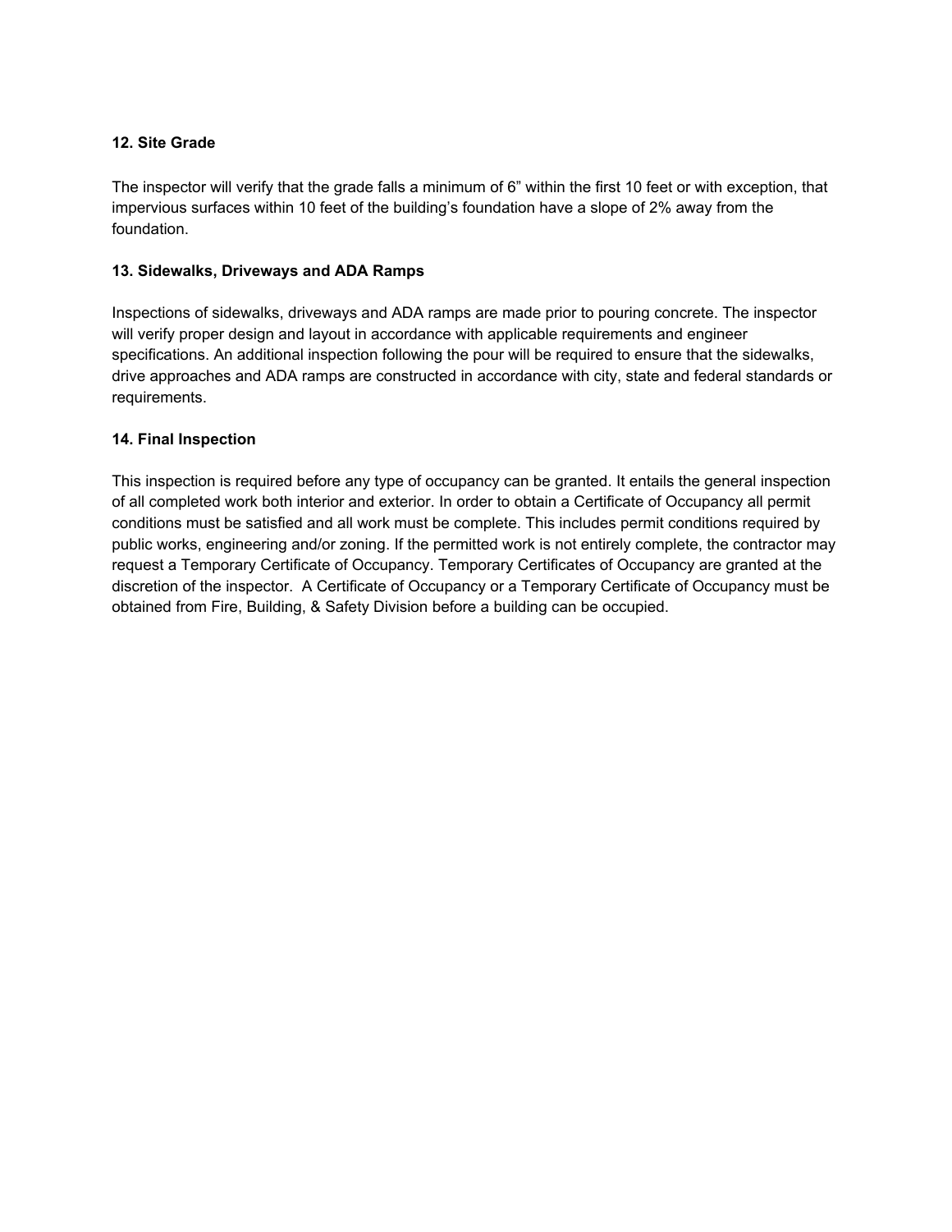**12. Site Grade**

The inspector will verify that the grade falls a minimum of 6" within the first 10 feet or with exception, that impervious surfaces within 10 feet of the building's foundation have a slope of 2% away from the foundation.

**13. Sidewalks, Driveways and ADA Ramps**

Inspections of sidewalks, driveways and ADA ramps are made prior to pouring concrete. The inspector will verify proper design and layout in accordance with applicable requirements and engineer specifications. An additional inspection following the pour will be required to ensure that the sidewalks, drive approaches and ADA ramps are constructed in accordance with city, state and federal standards or requirements.

**14. Final Inspection**

This inspection is required before any type of occupancy can be granted. It entails the general inspection of all completed work both interior and exterior. In order to obtain a Certificate of Occupancy all permit conditions must be satisfied and all work must be complete. This includes permit conditions required by public works, engineering and/or zoning. If the permitted work is not entirely complete, the contractor may request a Temporary Certificate of Occupancy. Temporary Certificates of Occupancy are granted at the discretion of the inspector. A Certificate of Occupancy or a Temporary Certificate of Occupancy must be obtained from Fire, Building, & Safety Division before a building can be occupied.